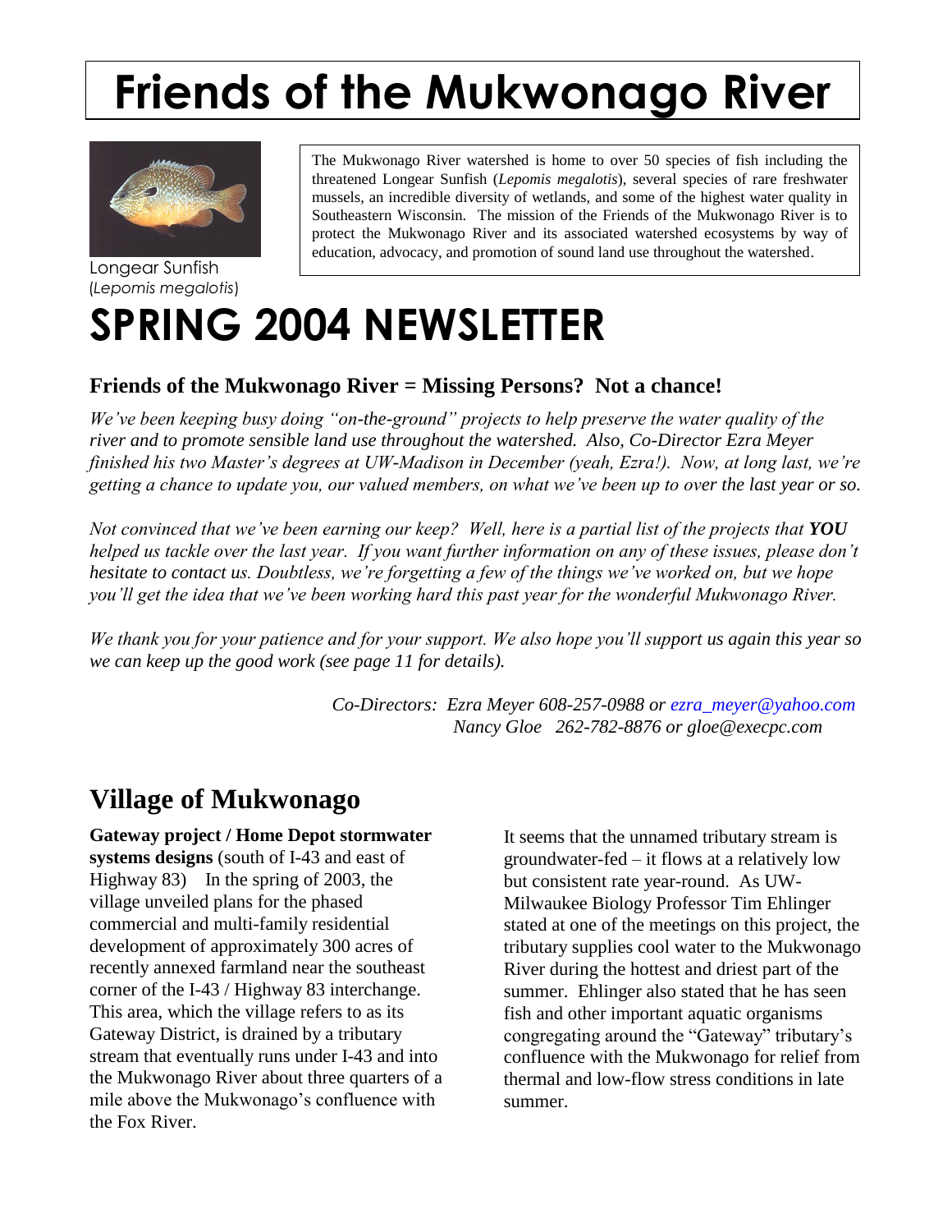# Friends of the Mukwonago River

Longear Sunfish
(*Lepomis megalotis*)

The Mukwonago River watershed is home to over 50 species of fish including the threatened Longear Sunfish (*Lepomis megalotis*), several species of rare freshwater mussels, an incredible diversity of wetlands, and some of the highest water quality in Southeastern Wisconsin. The mission of the Friends of the Mukwonago River is to protect the Mukwonago River and its associated watershed ecosystems by way of education, advocacy, and promotion of sound land use throughout the watershed.

# SPRING 2004 NEWSLETTER

### Friends of the Mukwonago River = Missing Persons? Not a chance!

*We've been keeping busy doing "on-the-ground" projects to help preserve the water quality of the river and to promote sensible land use throughout the watershed. Also, Co-Director Ezra Meyer finished his two Master's degrees at UW-Madison in December (yeah, Ezra!). Now, at long last, we're getting a chance to update you, our valued members, on what we've been up to over the last year or so.*

*Not convinced that we've been earning our keep? Well, here is a partial list of the projects that **YOU** helped us tackle over the last year. If you want further information on any of these issues, please don't hesitate to contact us. Doubtless, we're forgetting a few of the things we've worked on, but we hope you'll get the idea that we've been working hard this past year for the wonderful Mukwonago River.*

*We thank you for your patience and for your support. We also hope you'll support us again this year so we can keep up the good work (see page 11 for details).*

*Co-Directors: Ezra Meyer 608-257-0988 or ezra_meyer@yahoo.com*
*Nancy Gloe 262-782-8876 or gloe@execpc.com*

## Village of Mukwonago

**Gateway project / Home Depot stormwater systems designs** (south of I-43 and east of Highway 83) In the spring of 2003, the village unveiled plans for the phased commercial and multi-family residential development of approximately 300 acres of recently annexed farmland near the southeast corner of the I-43 / Highway 83 interchange. This area, which the village refers to as its Gateway District, is drained by a tributary stream that eventually runs under I-43 and into the Mukwonago River about three quarters of a mile above the Mukwonago's confluence with the Fox River.

It seems that the unnamed tributary stream is groundwater-fed – it flows at a relatively low but consistent rate year-round. As UW-Milwaukee Biology Professor Tim Ehlinger stated at one of the meetings on this project, the tributary supplies cool water to the Mukwonago River during the hottest and driest part of the summer. Ehlinger also stated that he has seen fish and other important aquatic organisms congregating around the "Gateway" tributary's confluence with the Mukwonago for relief from thermal and low-flow stress conditions in late summer.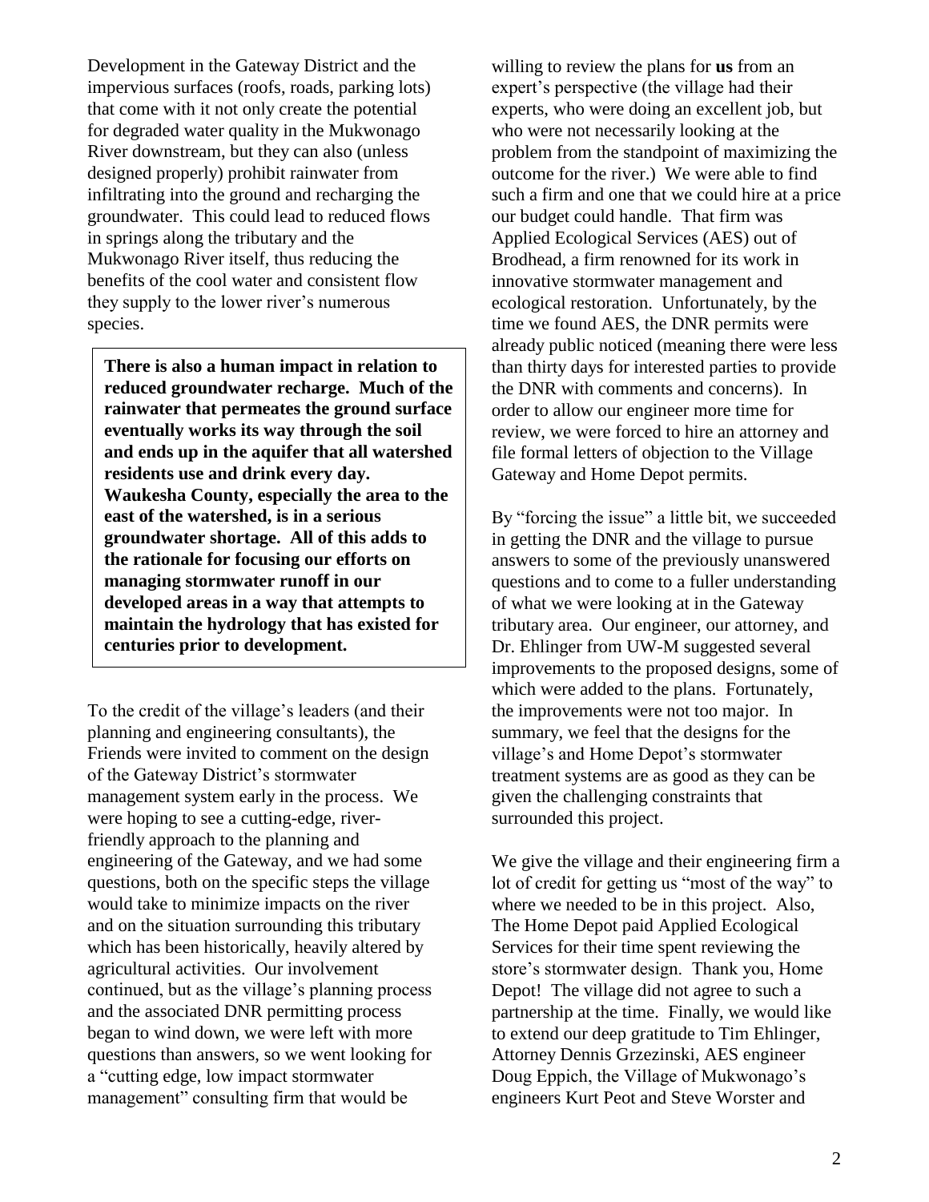Development in the Gateway District and the impervious surfaces (roofs, roads, parking lots) that come with it not only create the potential for degraded water quality in the Mukwonago River downstream, but they can also (unless designed properly) prohibit rainwater from infiltrating into the ground and recharging the groundwater. This could lead to reduced flows in springs along the tributary and the Mukwonago River itself, thus reducing the benefits of the cool water and consistent flow they supply to the lower river's numerous species.

**There is also a human impact in relation to reduced groundwater recharge. Much of the rainwater that permeates the ground surface eventually works its way through the soil and ends up in the aquifer that all watershed residents use and drink every day. Waukesha County, especially the area to the east of the watershed, is in a serious groundwater shortage. All of this adds to the rationale for focusing our efforts on managing stormwater runoff in our developed areas in a way that attempts to maintain the hydrology that has existed for centuries prior to development.**

To the credit of the village's leaders (and their planning and engineering consultants), the Friends were invited to comment on the design of the Gateway District's stormwater management system early in the process. We were hoping to see a cutting-edge, river-friendly approach to the planning and engineering of the Gateway, and we had some questions, both on the specific steps the village would take to minimize impacts on the river and on the situation surrounding this tributary which has been historically, heavily altered by agricultural activities. Our involvement continued, but as the village's planning process and the associated DNR permitting process began to wind down, we were left with more questions than answers, so we went looking for a "cutting edge, low impact stormwater management" consulting firm that would be willing to review the plans for **us** from an expert's perspective (the village had their experts, who were doing an excellent job, but who were not necessarily looking at the problem from the standpoint of maximizing the outcome for the river.) We were able to find such a firm and one that we could hire at a price our budget could handle. That firm was Applied Ecological Services (AES) out of Brodhead, a firm renowned for its work in innovative stormwater management and ecological restoration. Unfortunately, by the time we found AES, the DNR permits were already public noticed (meaning there were less than thirty days for interested parties to provide the DNR with comments and concerns). In order to allow our engineer more time for review, we were forced to hire an attorney and file formal letters of objection to the Village Gateway and Home Depot permits.

By "forcing the issue" a little bit, we succeeded in getting the DNR and the village to pursue answers to some of the previously unanswered questions and to come to a fuller understanding of what we were looking at in the Gateway tributary area. Our engineer, our attorney, and Dr. Ehlinger from UW-M suggested several improvements to the proposed designs, some of which were added to the plans. Fortunately, the improvements were not too major. In summary, we feel that the designs for the village's and Home Depot's stormwater treatment systems are as good as they can be given the challenging constraints that surrounded this project.

We give the village and their engineering firm a lot of credit for getting us "most of the way" to where we needed to be in this project. Also, The Home Depot paid Applied Ecological Services for their time spent reviewing the store's stormwater design. Thank you, Home Depot! The village did not agree to such a partnership at the time. Finally, we would like to extend our deep gratitude to Tim Ehlinger, Attorney Dennis Grzezinski, AES engineer Doug Eppich, the Village of Mukwonago's engineers Kurt Peot and Steve Worster and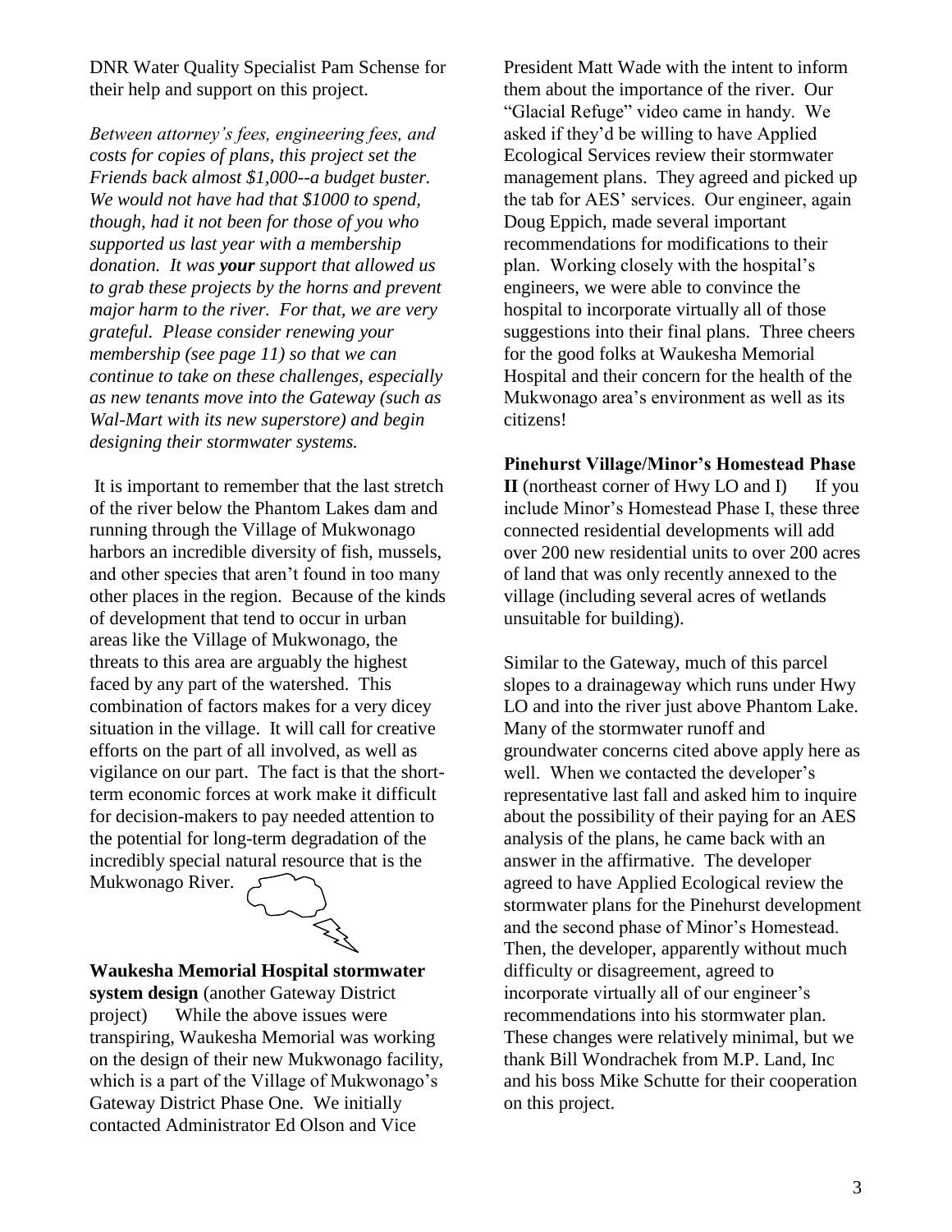DNR Water Quality Specialist Pam Schense for their help and support on this project.

*Between attorney's fees, engineering fees, and costs for copies of plans, this project set the Friends back almost $1,000--a budget buster. We would not have had that $1000 to spend, though, had it not been for those of you who supported us last year with a membership donation. It was **your** support that allowed us to grab these projects by the horns and prevent major harm to the river. For that, we are very grateful. Please consider renewing your membership (see page 11) so that we can continue to take on these challenges, especially as new tenants move into the Gateway (such as Wal-Mart with its new superstore) and begin designing their stormwater systems.*

It is important to remember that the last stretch of the river below the Phantom Lakes dam and running through the Village of Mukwonago harbors an incredible diversity of fish, mussels, and other species that aren't found in too many other places in the region. Because of the kinds of development that tend to occur in urban areas like the Village of Mukwonago, the threats to this area are arguably the highest faced by any part of the watershed. This combination of factors makes for a very dicey situation in the village. It will call for creative efforts on the part of all involved, as well as vigilance on our part. The fact is that the short-term economic forces at work make it difficult for decision-makers to pay needed attention to the potential for long-term degradation of the incredibly special natural resource that is the Mukwonago River.

**Waukesha Memorial Hospital stormwater system design** (another Gateway District project) While the above issues were transpiring, Waukesha Memorial was working on the design of their new Mukwonago facility, which is a part of the Village of Mukwonago's Gateway District Phase One. We initially contacted Administrator Ed Olson and Vice President Matt Wade with the intent to inform them about the importance of the river. Our "Glacial Refuge" video came in handy. We asked if they'd be willing to have Applied Ecological Services review their stormwater management plans. They agreed and picked up the tab for AES' services. Our engineer, again Doug Eppich, made several important recommendations for modifications to their plan. Working closely with the hospital's engineers, we were able to convince the hospital to incorporate virtually all of those suggestions into their final plans. Three cheers for the good folks at Waukesha Memorial Hospital and their concern for the health of the Mukwonago area's environment as well as its citizens!

**Pinehurst Village/Minor's Homestead Phase II** (northeast corner of Hwy LO and I) If you include Minor's Homestead Phase I, these three connected residential developments will add over 200 new residential units to over 200 acres of land that was only recently annexed to the village (including several acres of wetlands unsuitable for building).

Similar to the Gateway, much of this parcel slopes to a drainageway which runs under Hwy LO and into the river just above Phantom Lake. Many of the stormwater runoff and groundwater concerns cited above apply here as well. When we contacted the developer's representative last fall and asked him to inquire about the possibility of their paying for an AES analysis of the plans, he came back with an answer in the affirmative. The developer agreed to have Applied Ecological review the stormwater plans for the Pinehurst development and the second phase of Minor's Homestead. Then, the developer, apparently without much difficulty or disagreement, agreed to incorporate virtually all of our engineer's recommendations into his stormwater plan. These changes were relatively minimal, but we thank Bill Wondrachek from M.P. Land, Inc and his boss Mike Schutte for their cooperation on this project.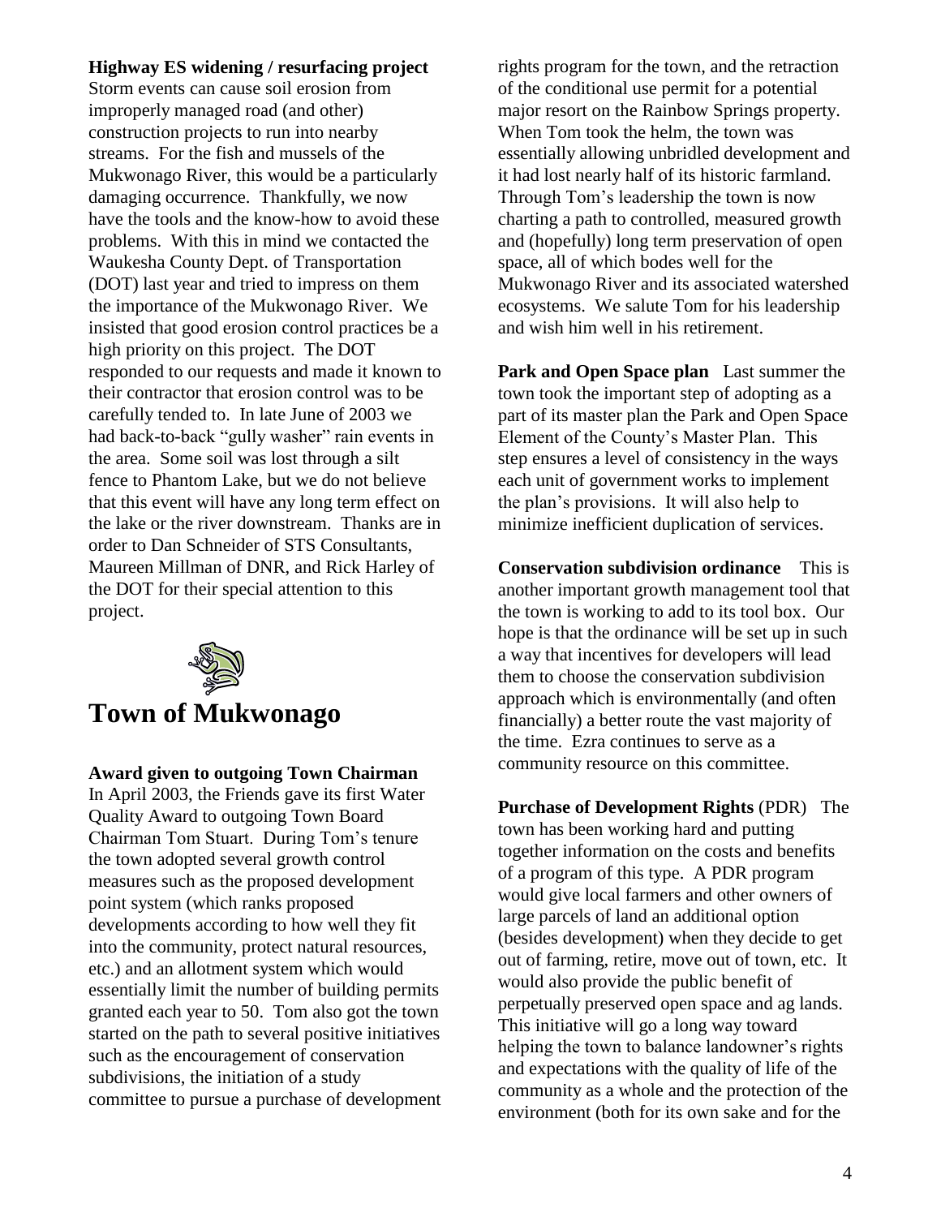**Highway ES widening / resurfacing project**

Storm events can cause soil erosion from improperly managed road (and other) construction projects to run into nearby streams. For the fish and mussels of the Mukwonago River, this would be a particularly damaging occurrence. Thankfully, we now have the tools and the know-how to avoid these problems. With this in mind we contacted the Waukesha County Dept. of Transportation (DOT) last year and tried to impress on them the importance of the Mukwonago River. We insisted that good erosion control practices be a high priority on this project. The DOT responded to our requests and made it known to their contractor that erosion control was to be carefully tended to. In late June of 2003 we had back-to-back "gully washer" rain events in the area. Some soil was lost through a silt fence to Phantom Lake, but we do not believe that this event will have any long term effect on the lake or the river downstream. Thanks are in order to Dan Schneider of STS Consultants, Maureen Millman of DNR, and Rick Harley of the DOT for their special attention to this project.

# Town of Mukwonago

**Award given to outgoing Town Chairman**

In April 2003, the Friends gave its first Water Quality Award to outgoing Town Board Chairman Tom Stuart. During Tom's tenure the town adopted several growth control measures such as the proposed development point system (which ranks proposed developments according to how well they fit into the community, protect natural resources, etc.) and an allotment system which would essentially limit the number of building permits granted each year to 50. Tom also got the town started on the path to several positive initiatives such as the encouragement of conservation subdivisions, the initiation of a study committee to pursue a purchase of development rights program for the town, and the retraction of the conditional use permit for a potential major resort on the Rainbow Springs property. When Tom took the helm, the town was essentially allowing unbridled development and it had lost nearly half of its historic farmland. Through Tom's leadership the town is now charting a path to controlled, measured growth and (hopefully) long term preservation of open space, all of which bodes well for the Mukwonago River and its associated watershed ecosystems. We salute Tom for his leadership and wish him well in his retirement.

**Park and Open Space plan** Last summer the town took the important step of adopting as a part of its master plan the Park and Open Space Element of the County's Master Plan. This step ensures a level of consistency in the ways each unit of government works to implement the plan's provisions. It will also help to minimize inefficient duplication of services.

**Conservation subdivision ordinance** This is another important growth management tool that the town is working to add to its tool box. Our hope is that the ordinance will be set up in such a way that incentives for developers will lead them to choose the conservation subdivision approach which is environmentally (and often financially) a better route the vast majority of the time. Ezra continues to serve as a community resource on this committee.

**Purchase of Development Rights** (PDR) The town has been working hard and putting together information on the costs and benefits of a program of this type. A PDR program would give local farmers and other owners of large parcels of land an additional option (besides development) when they decide to get out of farming, retire, move out of town, etc. It would also provide the public benefit of perpetually preserved open space and ag lands. This initiative will go a long way toward helping the town to balance landowner's rights and expectations with the quality of life of the community as a whole and the protection of the environment (both for its own sake and for the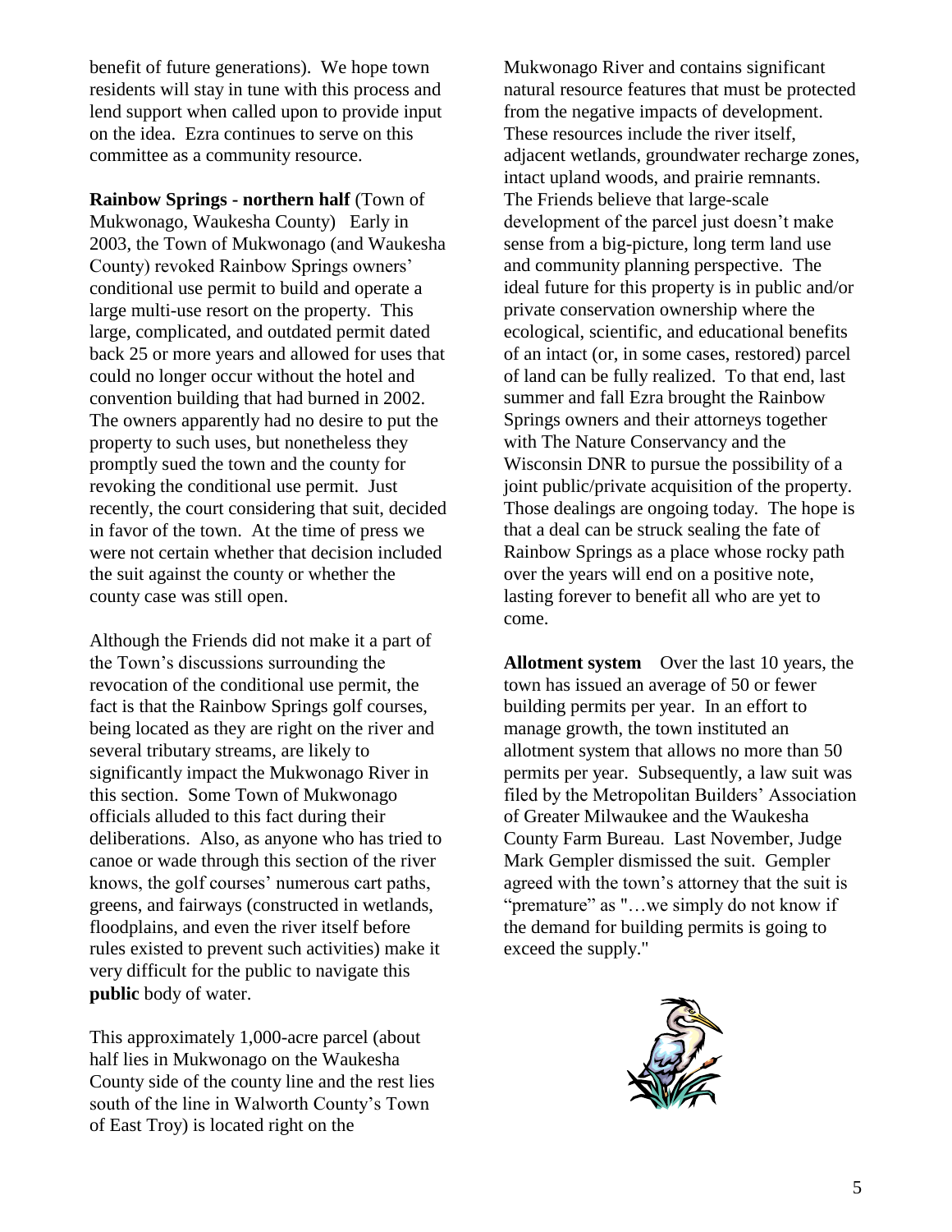benefit of future generations). We hope town residents will stay in tune with this process and lend support when called upon to provide input on the idea. Ezra continues to serve on this committee as a community resource.

**Rainbow Springs - northern half** (Town of Mukwonago, Waukesha County) Early in 2003, the Town of Mukwonago (and Waukesha County) revoked Rainbow Springs owners' conditional use permit to build and operate a large multi-use resort on the property. This large, complicated, and outdated permit dated back 25 or more years and allowed for uses that could no longer occur without the hotel and convention building that had burned in 2002. The owners apparently had no desire to put the property to such uses, but nonetheless they promptly sued the town and the county for revoking the conditional use permit. Just recently, the court considering that suit, decided in favor of the town. At the time of press we were not certain whether that decision included the suit against the county or whether the county case was still open.

Although the Friends did not make it a part of the Town's discussions surrounding the revocation of the conditional use permit, the fact is that the Rainbow Springs golf courses, being located as they are right on the river and several tributary streams, are likely to significantly impact the Mukwonago River in this section. Some Town of Mukwonago officials alluded to this fact during their deliberations. Also, as anyone who has tried to canoe or wade through this section of the river knows, the golf courses' numerous cart paths, greens, and fairways (constructed in wetlands, floodplains, and even the river itself before rules existed to prevent such activities) make it very difficult for the public to navigate this **public** body of water.

This approximately 1,000-acre parcel (about half lies in Mukwonago on the Waukesha County side of the county line and the rest lies south of the line in Walworth County's Town of East Troy) is located right on the Mukwonago River and contains significant natural resource features that must be protected from the negative impacts of development. These resources include the river itself, adjacent wetlands, groundwater recharge zones, intact upland woods, and prairie remnants. The Friends believe that large-scale development of the parcel just doesn't make sense from a big-picture, long term land use and community planning perspective. The ideal future for this property is in public and/or private conservation ownership where the ecological, scientific, and educational benefits of an intact (or, in some cases, restored) parcel of land can be fully realized. To that end, last summer and fall Ezra brought the Rainbow Springs owners and their attorneys together with The Nature Conservancy and the Wisconsin DNR to pursue the possibility of a joint public/private acquisition of the property. Those dealings are ongoing today. The hope is that a deal can be struck sealing the fate of Rainbow Springs as a place whose rocky path over the years will end on a positive note, lasting forever to benefit all who are yet to come.

**Allotment system** Over the last 10 years, the town has issued an average of 50 or fewer building permits per year. In an effort to manage growth, the town instituted an allotment system that allows no more than 50 permits per year. Subsequently, a law suit was filed by the Metropolitan Builders' Association of Greater Milwaukee and the Waukesha County Farm Bureau. Last November, Judge Mark Gempler dismissed the suit. Gempler agreed with the town's attorney that the suit is "premature" as "…we simply do not know if the demand for building permits is going to exceed the supply."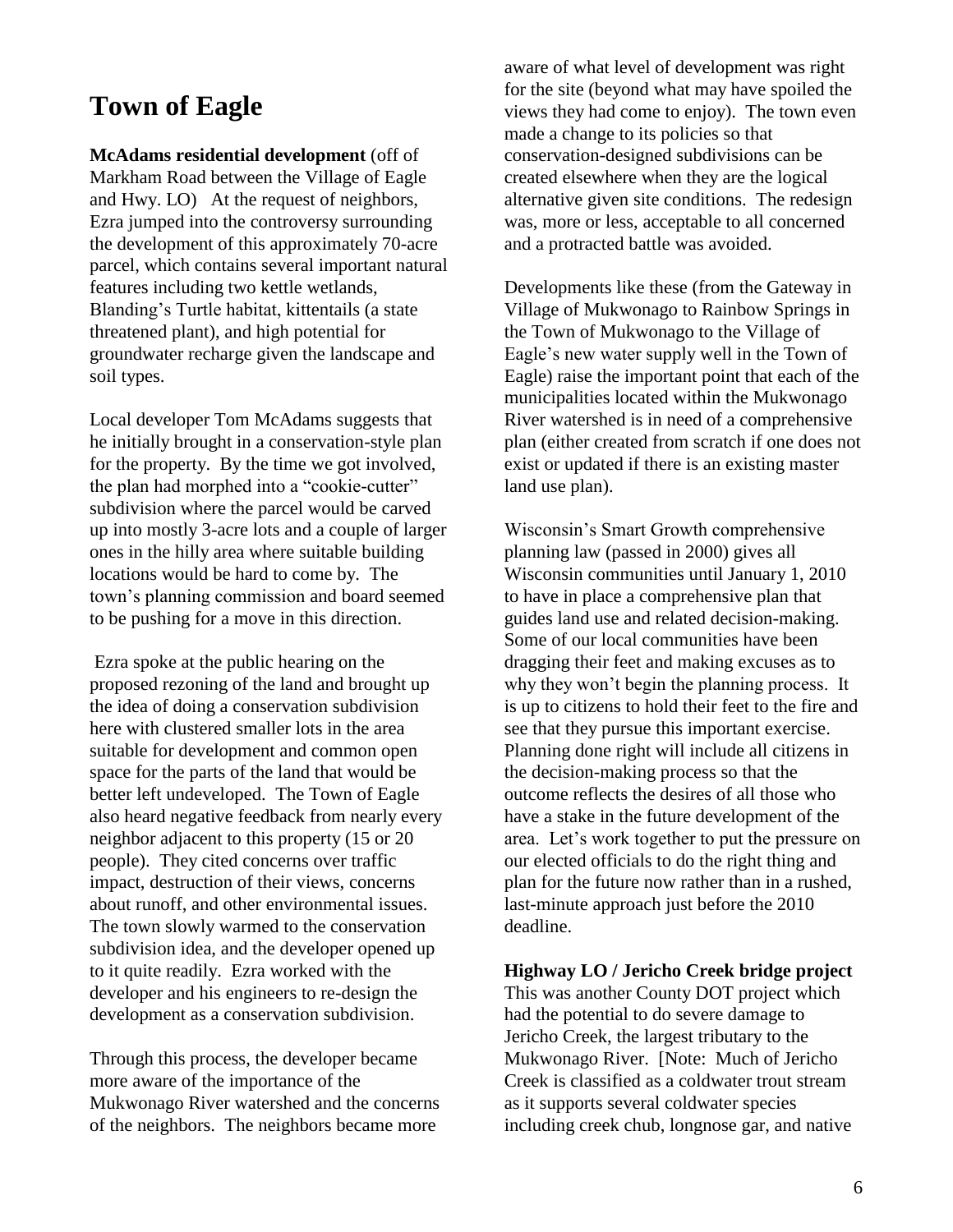# Town of Eagle

**McAdams residential development** (off of Markham Road between the Village of Eagle and Hwy. LO) At the request of neighbors, Ezra jumped into the controversy surrounding the development of this approximately 70-acre parcel, which contains several important natural features including two kettle wetlands, Blanding's Turtle habitat, kittentails (a state threatened plant), and high potential for groundwater recharge given the landscape and soil types.

Local developer Tom McAdams suggests that he initially brought in a conservation-style plan for the property. By the time we got involved, the plan had morphed into a "cookie-cutter" subdivision where the parcel would be carved up into mostly 3-acre lots and a couple of larger ones in the hilly area where suitable building locations would be hard to come by. The town's planning commission and board seemed to be pushing for a move in this direction.

Ezra spoke at the public hearing on the proposed rezoning of the land and brought up the idea of doing a conservation subdivision here with clustered smaller lots in the area suitable for development and common open space for the parts of the land that would be better left undeveloped. The Town of Eagle also heard negative feedback from nearly every neighbor adjacent to this property (15 or 20 people). They cited concerns over traffic impact, destruction of their views, concerns about runoff, and other environmental issues. The town slowly warmed to the conservation subdivision idea, and the developer opened up to it quite readily. Ezra worked with the developer and his engineers to re-design the development as a conservation subdivision.

Through this process, the developer became more aware of the importance of the Mukwonago River watershed and the concerns of the neighbors. The neighbors became more aware of what level of development was right for the site (beyond what may have spoiled the views they had come to enjoy). The town even made a change to its policies so that conservation-designed subdivisions can be created elsewhere when they are the logical alternative given site conditions. The redesign was, more or less, acceptable to all concerned and a protracted battle was avoided.

Developments like these (from the Gateway in Village of Mukwonago to Rainbow Springs in the Town of Mukwonago to the Village of Eagle's new water supply well in the Town of Eagle) raise the important point that each of the municipalities located within the Mukwonago River watershed is in need of a comprehensive plan (either created from scratch if one does not exist or updated if there is an existing master land use plan).

Wisconsin's Smart Growth comprehensive planning law (passed in 2000) gives all Wisconsin communities until January 1, 2010 to have in place a comprehensive plan that guides land use and related decision-making. Some of our local communities have been dragging their feet and making excuses as to why they won't begin the planning process. It is up to citizens to hold their feet to the fire and see that they pursue this important exercise. Planning done right will include all citizens in the decision-making process so that the outcome reflects the desires of all those who have a stake in the future development of the area. Let's work together to put the pressure on our elected officials to do the right thing and plan for the future now rather than in a rushed, last-minute approach just before the 2010 deadline.

**Highway LO / Jericho Creek bridge project**
This was another County DOT project which had the potential to do severe damage to Jericho Creek, the largest tributary to the Mukwonago River. [Note: Much of Jericho Creek is classified as a coldwater trout stream as it supports several coldwater species including creek chub, longnose gar, and native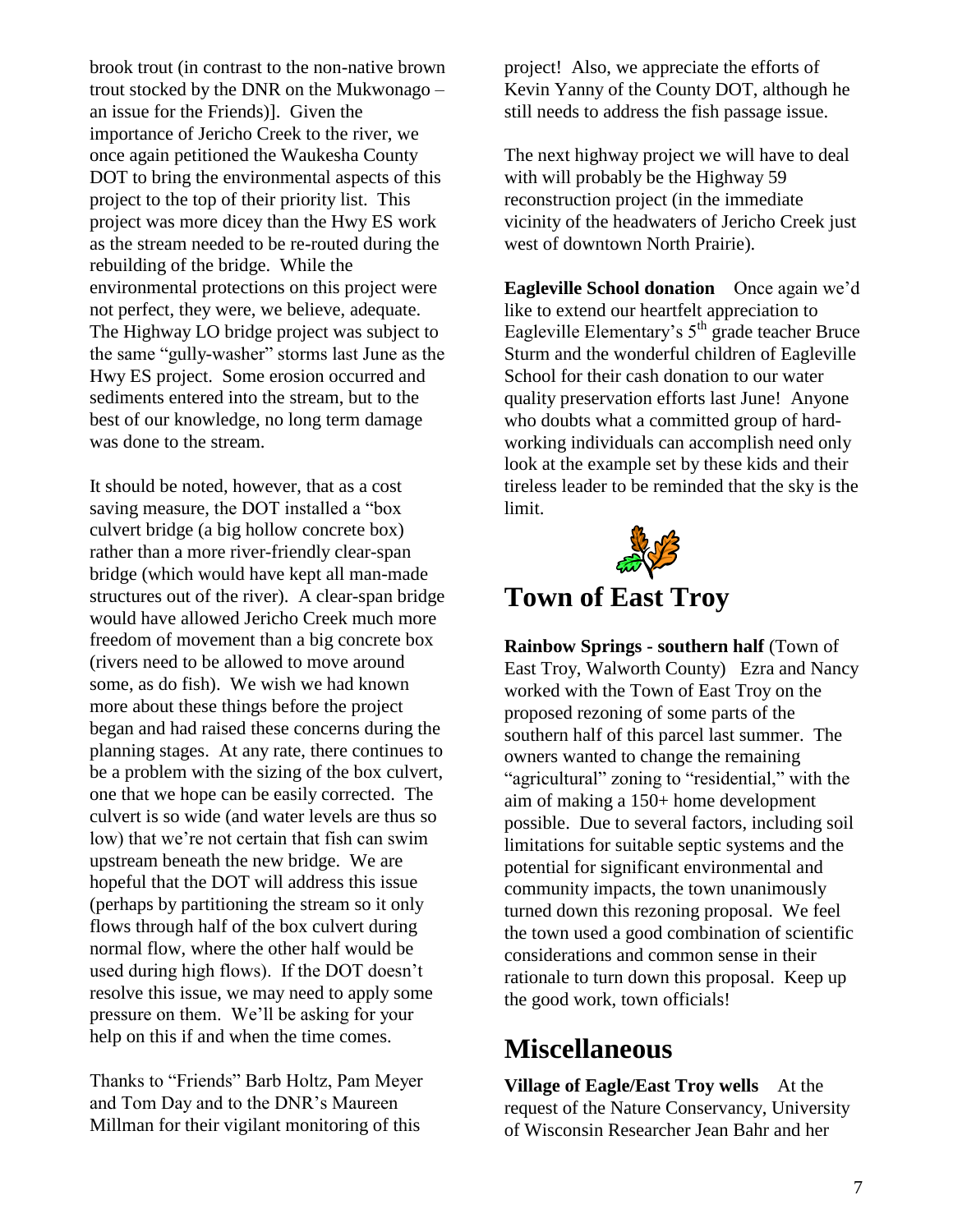brook trout (in contrast to the non-native brown trout stocked by the DNR on the Mukwonago – an issue for the Friends)]. Given the importance of Jericho Creek to the river, we once again petitioned the Waukesha County DOT to bring the environmental aspects of this project to the top of their priority list. This project was more dicey than the Hwy ES work as the stream needed to be re-routed during the rebuilding of the bridge. While the environmental protections on this project were not perfect, they were, we believe, adequate. The Highway LO bridge project was subject to the same "gully-washer" storms last June as the Hwy ES project. Some erosion occurred and sediments entered into the stream, but to the best of our knowledge, no long term damage was done to the stream.

It should be noted, however, that as a cost saving measure, the DOT installed a "box culvert bridge (a big hollow concrete box) rather than a more river-friendly clear-span bridge (which would have kept all man-made structures out of the river). A clear-span bridge would have allowed Jericho Creek much more freedom of movement than a big concrete box (rivers need to be allowed to move around some, as do fish). We wish we had known more about these things before the project began and had raised these concerns during the planning stages. At any rate, there continues to be a problem with the sizing of the box culvert, one that we hope can be easily corrected. The culvert is so wide (and water levels are thus so low) that we're not certain that fish can swim upstream beneath the new bridge. We are hopeful that the DOT will address this issue (perhaps by partitioning the stream so it only flows through half of the box culvert during normal flow, where the other half would be used during high flows). If the DOT doesn't resolve this issue, we may need to apply some pressure on them. We'll be asking for your help on this if and when the time comes.

Thanks to "Friends" Barb Holtz, Pam Meyer and Tom Day and to the DNR's Maureen Millman for their vigilant monitoring of this project! Also, we appreciate the efforts of Kevin Yanny of the County DOT, although he still needs to address the fish passage issue.

The next highway project we will have to deal with will probably be the Highway 59 reconstruction project (in the immediate vicinity of the headwaters of Jericho Creek just west of downtown North Prairie).

**Eagleville School donation** Once again we'd like to extend our heartfelt appreciation to Eagleville Elementary's 5th grade teacher Bruce Sturm and the wonderful children of Eagleville School for their cash donation to our water quality preservation efforts last June! Anyone who doubts what a committed group of hard-working individuals can accomplish need only look at the example set by these kids and their tireless leader to be reminded that the sky is the limit.

# Town of East Troy

**Rainbow Springs - southern half** (Town of East Troy, Walworth County) Ezra and Nancy worked with the Town of East Troy on the proposed rezoning of some parts of the southern half of this parcel last summer. The owners wanted to change the remaining "agricultural" zoning to "residential," with the aim of making a 150+ home development possible. Due to several factors, including soil limitations for suitable septic systems and the potential for significant environmental and community impacts, the town unanimously turned down this rezoning proposal. We feel the town used a good combination of scientific considerations and common sense in their rationale to turn down this proposal. Keep up the good work, town officials!

# Miscellaneous

**Village of Eagle/East Troy wells** At the request of the Nature Conservancy, University of Wisconsin Researcher Jean Bahr and her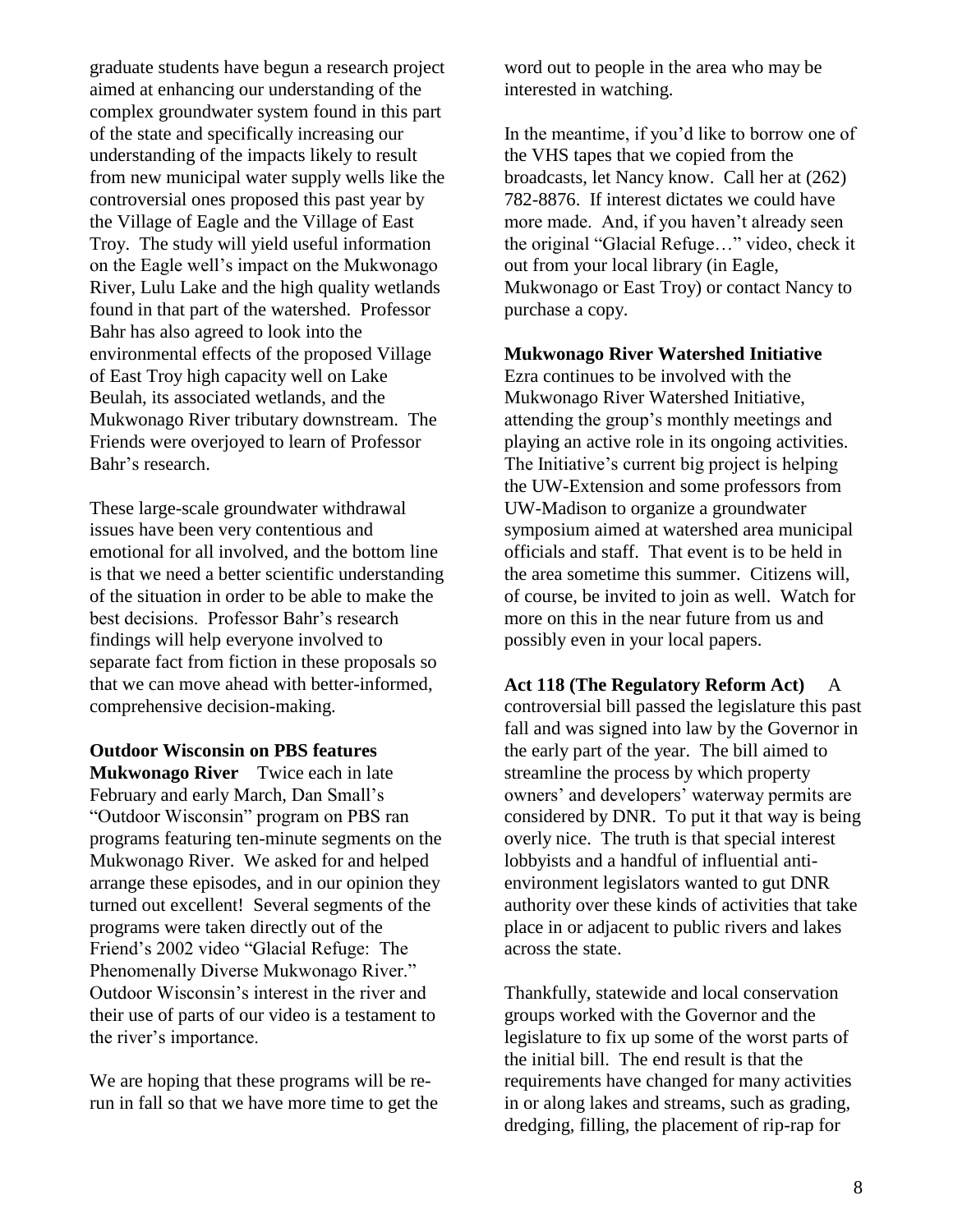graduate students have begun a research project aimed at enhancing our understanding of the complex groundwater system found in this part of the state and specifically increasing our understanding of the impacts likely to result from new municipal water supply wells like the controversial ones proposed this past year by the Village of Eagle and the Village of East Troy. The study will yield useful information on the Eagle well's impact on the Mukwonago River, Lulu Lake and the high quality wetlands found in that part of the watershed. Professor Bahr has also agreed to look into the environmental effects of the proposed Village of East Troy high capacity well on Lake Beulah, its associated wetlands, and the Mukwonago River tributary downstream. The Friends were overjoyed to learn of Professor Bahr's research.

These large-scale groundwater withdrawal issues have been very contentious and emotional for all involved, and the bottom line is that we need a better scientific understanding of the situation in order to be able to make the best decisions. Professor Bahr's research findings will help everyone involved to separate fact from fiction in these proposals so that we can move ahead with better-informed, comprehensive decision-making.

**Outdoor Wisconsin on PBS features Mukwonago River** Twice each in late February and early March, Dan Small's "Outdoor Wisconsin" program on PBS ran programs featuring ten-minute segments on the Mukwonago River. We asked for and helped arrange these episodes, and in our opinion they turned out excellent! Several segments of the programs were taken directly out of the Friend's 2002 video "Glacial Refuge: The Phenomenally Diverse Mukwonago River." Outdoor Wisconsin's interest in the river and their use of parts of our video is a testament to the river's importance.

We are hoping that these programs will be re-run in fall so that we have more time to get the word out to people in the area who may be interested in watching.

In the meantime, if you'd like to borrow one of the VHS tapes that we copied from the broadcasts, let Nancy know. Call her at (262) 782-8876. If interest dictates we could have more made. And, if you haven't already seen the original "Glacial Refuge…" video, check it out from your local library (in Eagle, Mukwonago or East Troy) or contact Nancy to purchase a copy.

**Mukwonago River Watershed Initiative**
Ezra continues to be involved with the Mukwonago River Watershed Initiative, attending the group's monthly meetings and playing an active role in its ongoing activities. The Initiative's current big project is helping the UW-Extension and some professors from UW-Madison to organize a groundwater symposium aimed at watershed area municipal officials and staff. That event is to be held in the area sometime this summer. Citizens will, of course, be invited to join as well. Watch for more on this in the near future from us and possibly even in your local papers.

**Act 118 (The Regulatory Reform Act)** A controversial bill passed the legislature this past fall and was signed into law by the Governor in the early part of the year. The bill aimed to streamline the process by which property owners' and developers' waterway permits are considered by DNR. To put it that way is being overly nice. The truth is that special interest lobbyists and a handful of influential anti-environment legislators wanted to gut DNR authority over these kinds of activities that take place in or adjacent to public rivers and lakes across the state.

Thankfully, statewide and local conservation groups worked with the Governor and the legislature to fix up some of the worst parts of the initial bill. The end result is that the requirements have changed for many activities in or along lakes and streams, such as grading, dredging, filling, the placement of rip-rap for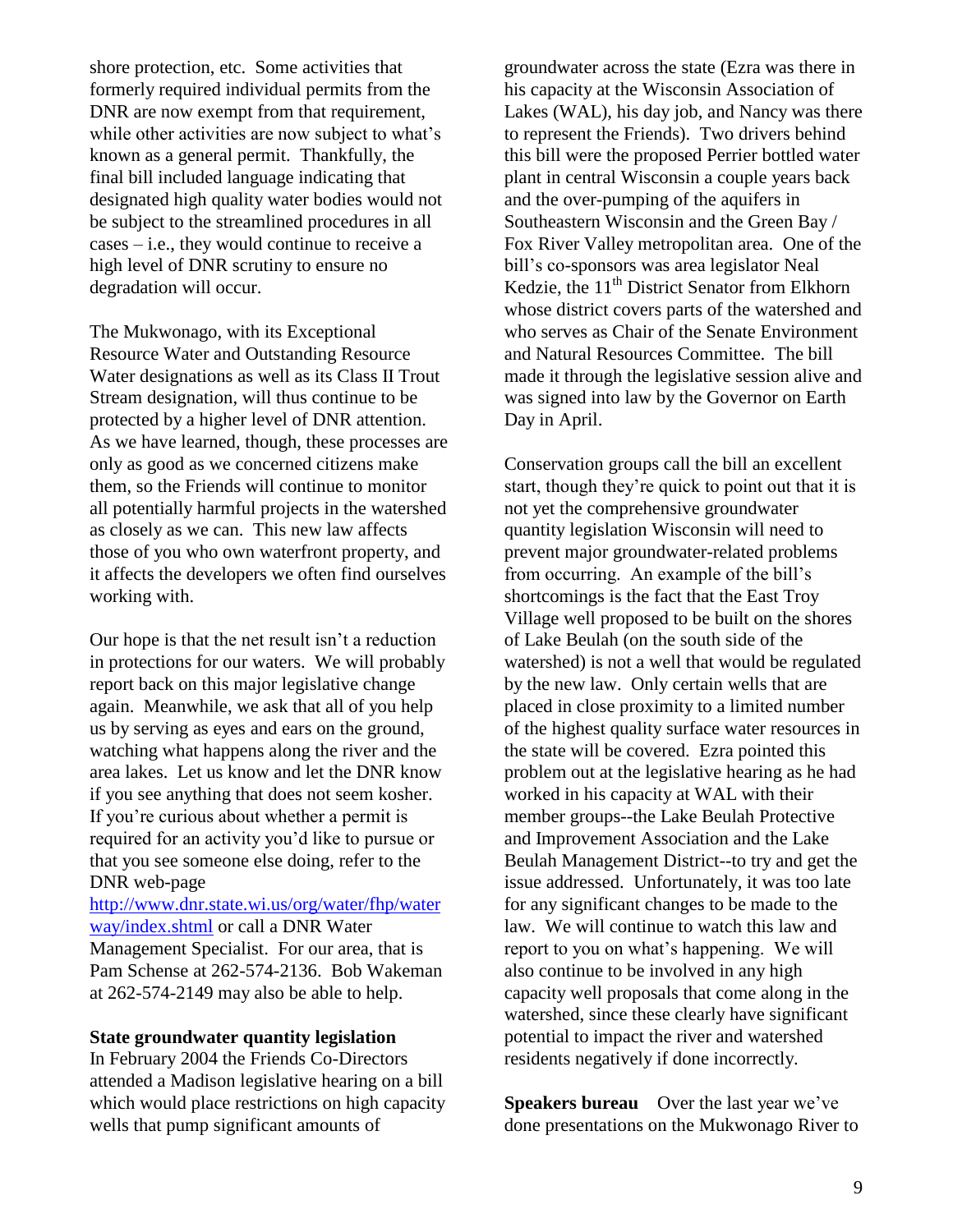shore protection, etc. Some activities that formerly required individual permits from the DNR are now exempt from that requirement, while other activities are now subject to what's known as a general permit. Thankfully, the final bill included language indicating that designated high quality water bodies would not be subject to the streamlined procedures in all cases – i.e., they would continue to receive a high level of DNR scrutiny to ensure no degradation will occur.

The Mukwonago, with its Exceptional Resource Water and Outstanding Resource Water designations as well as its Class II Trout Stream designation, will thus continue to be protected by a higher level of DNR attention. As we have learned, though, these processes are only as good as we concerned citizens make them, so the Friends will continue to monitor all potentially harmful projects in the watershed as closely as we can. This new law affects those of you who own waterfront property, and it affects the developers we often find ourselves working with.

Our hope is that the net result isn't a reduction in protections for our waters. We will probably report back on this major legislative change again. Meanwhile, we ask that all of you help us by serving as eyes and ears on the ground, watching what happens along the river and the area lakes. Let us know and let the DNR know if you see anything that does not seem kosher. If you're curious about whether a permit is required for an activity you'd like to pursue or that you see someone else doing, refer to the DNR web-page http://www.dnr.state.wi.us/org/water/fhp/waterway/index.shtml or call a DNR Water Management Specialist. For our area, that is Pam Schense at 262-574-2136. Bob Wakeman at 262-574-2149 may also be able to help.

**State groundwater quantity legislation**

In February 2004 the Friends Co-Directors attended a Madison legislative hearing on a bill which would place restrictions on high capacity wells that pump significant amounts of groundwater across the state (Ezra was there in his capacity at the Wisconsin Association of Lakes (WAL), his day job, and Nancy was there to represent the Friends). Two drivers behind this bill were the proposed Perrier bottled water plant in central Wisconsin a couple years back and the over-pumping of the aquifers in Southeastern Wisconsin and the Green Bay / Fox River Valley metropolitan area. One of the bill's co-sponsors was area legislator Neal Kedzie, the 11th District Senator from Elkhorn whose district covers parts of the watershed and who serves as Chair of the Senate Environment and Natural Resources Committee. The bill made it through the legislative session alive and was signed into law by the Governor on Earth Day in April.

Conservation groups call the bill an excellent start, though they're quick to point out that it is not yet the comprehensive groundwater quantity legislation Wisconsin will need to prevent major groundwater-related problems from occurring. An example of the bill's shortcomings is the fact that the East Troy Village well proposed to be built on the shores of Lake Beulah (on the south side of the watershed) is not a well that would be regulated by the new law. Only certain wells that are placed in close proximity to a limited number of the highest quality surface water resources in the state will be covered. Ezra pointed this problem out at the legislative hearing as he had worked in his capacity at WAL with their member groups--the Lake Beulah Protective and Improvement Association and the Lake Beulah Management District--to try and get the issue addressed. Unfortunately, it was too late for any significant changes to be made to the law. We will continue to watch this law and report to you on what's happening. We will also continue to be involved in any high capacity well proposals that come along in the watershed, since these clearly have significant potential to impact the river and watershed residents negatively if done incorrectly.

**Speakers bureau** Over the last year we've done presentations on the Mukwonago River to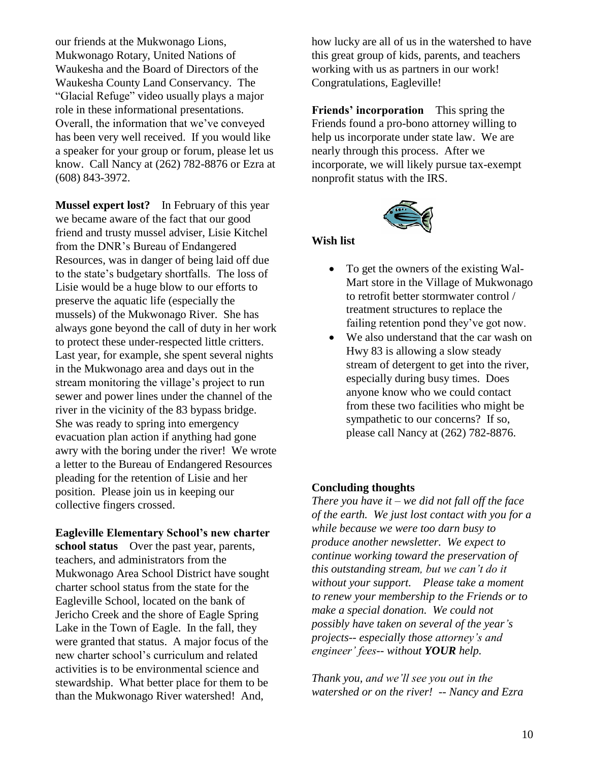our friends at the Mukwonago Lions, Mukwonago Rotary, United Nations of Waukesha and the Board of Directors of the Waukesha County Land Conservancy. The "Glacial Refuge" video usually plays a major role in these informational presentations. Overall, the information that we've conveyed has been very well received. If you would like a speaker for your group or forum, please let us know. Call Nancy at (262) 782-8876 or Ezra at (608) 843-3972.

**Mussel expert lost?** In February of this year we became aware of the fact that our good friend and trusty mussel adviser, Lisie Kitchel from the DNR's Bureau of Endangered Resources, was in danger of being laid off due to the state's budgetary shortfalls. The loss of Lisie would be a huge blow to our efforts to preserve the aquatic life (especially the mussels) of the Mukwonago River. She has always gone beyond the call of duty in her work to protect these under-respected little critters. Last year, for example, she spent several nights in the Mukwonago area and days out in the stream monitoring the village's project to run sewer and power lines under the channel of the river in the vicinity of the 83 bypass bridge. She was ready to spring into emergency evacuation plan action if anything had gone awry with the boring under the river! We wrote a letter to the Bureau of Endangered Resources pleading for the retention of Lisie and her position. Please join us in keeping our collective fingers crossed.

**Eagleville Elementary School's new charter school status** Over the past year, parents, teachers, and administrators from the Mukwonago Area School District have sought charter school status from the state for the Eagleville School, located on the bank of Jericho Creek and the shore of Eagle Spring Lake in the Town of Eagle. In the fall, they were granted that status. A major focus of the new charter school's curriculum and related activities is to be environmental science and stewardship. What better place for them to be than the Mukwonago River watershed! And, how lucky are all of us in the watershed to have this great group of kids, parents, and teachers working with us as partners in our work! Congratulations, Eagleville!

**Friends' incorporation** This spring the Friends found a pro-bono attorney willing to help us incorporate under state law. We are nearly through this process. After we incorporate, we will likely pursue tax-exempt nonprofit status with the IRS.

**Wish list**

- To get the owners of the existing Wal-Mart store in the Village of Mukwonago to retrofit better stormwater control / treatment structures to replace the failing retention pond they've got now.
- We also understand that the car wash on Hwy 83 is allowing a slow steady stream of detergent to get into the river, especially during busy times. Does anyone know who we could contact from these two facilities who might be sympathetic to our concerns? If so, please call Nancy at (262) 782-8876.

**Concluding thoughts**

*There you have it – we did not fall off the face of the earth. We just lost contact with you for a while because we were too darn busy to produce another newsletter. We expect to continue working toward the preservation of this outstanding stream, but we can't do it without your support. Please take a moment to renew your membership to the Friends or to make a special donation. We could not possibly have taken on several of the year's projects-- especially those attorney's and engineer' fees-- without **YOUR** help.*

*Thank you, and we'll see you out in the watershed or on the river! -- Nancy and Ezra*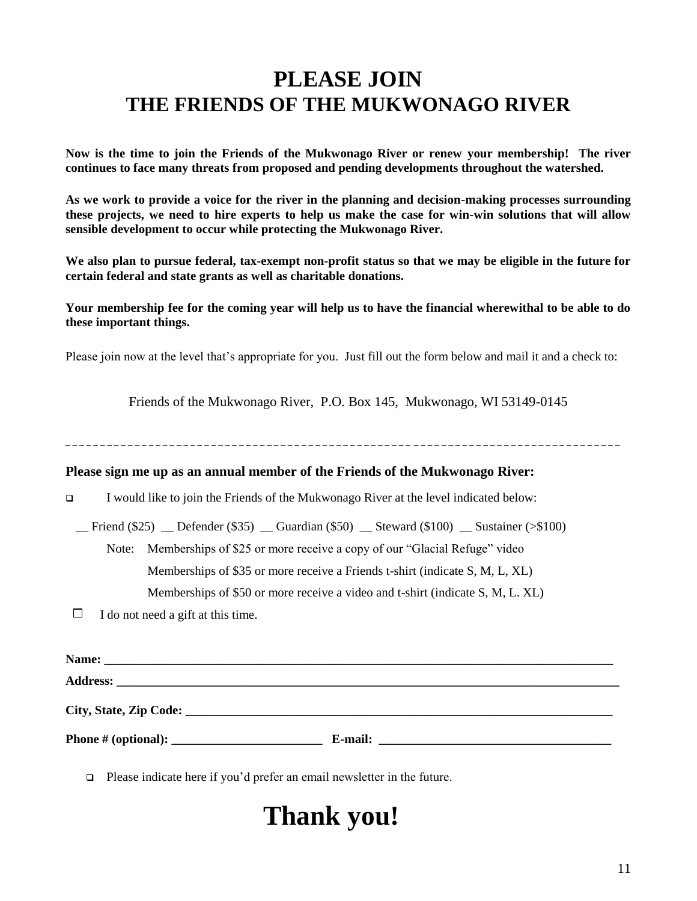# PLEASE JOIN
## THE FRIENDS OF THE MUKWONAGO RIVER

**Now is the time to join the Friends of the Mukwonago River or renew your membership! The river continues to face many threats from proposed and pending developments throughout the watershed.**

**As we work to provide a voice for the river in the planning and decision-making processes surrounding these projects, we need to hire experts to help us make the case for win-win solutions that will allow sensible development to occur while protecting the Mukwonago River.**

**We also plan to pursue federal, tax-exempt non-profit status so that we may be eligible in the future for certain federal and state grants as well as charitable donations.**

**Your membership fee for the coming year will help us to have the financial wherewithal to be able to do these important things.**

Please join now at the level that's appropriate for you. Just fill out the form below and mail it and a check to:

Friends of the Mukwonago River, P.O. Box 145, Mukwonago, WI 53149-0145

- - - - - - - - - - - - - - - - - - - - - - - - - - - - - - - - - - - - - - - -

**Please sign me up as an annual member of the Friends of the Mukwonago River:**

- ☐ I would like to join the Friends of the Mukwonago River at the level indicated below:

__ Friend ($25) __ Defender ($35) __ Guardian ($50) __ Steward ($100) __ Sustainer (>$100)

Note: Memberships of $25 or more receive a copy of our "Glacial Refuge" video
Memberships of $35 or more receive a Friends t-shirt (indicate S, M, L, XL)
Memberships of $50 or more receive a video and t-shirt (indicate S, M, L. XL)

- ☐ I do not need a gift at this time.

**Name:** ________________________________________________

**Address:** ______________________________________________

**City, State, Zip Code:** _________________________________

**Phone # (optional):** ____________________ **E-mail:** ____________________

- ☐ Please indicate here if you'd prefer an email newsletter in the future.

# Thank you!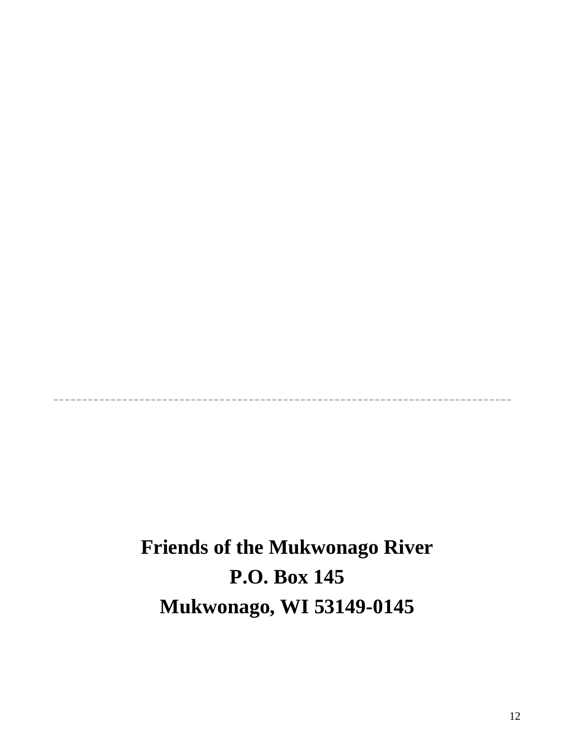**Friends of the Mukwonago River**
**P.O. Box 145**
**Mukwonago, WI 53149-0145**